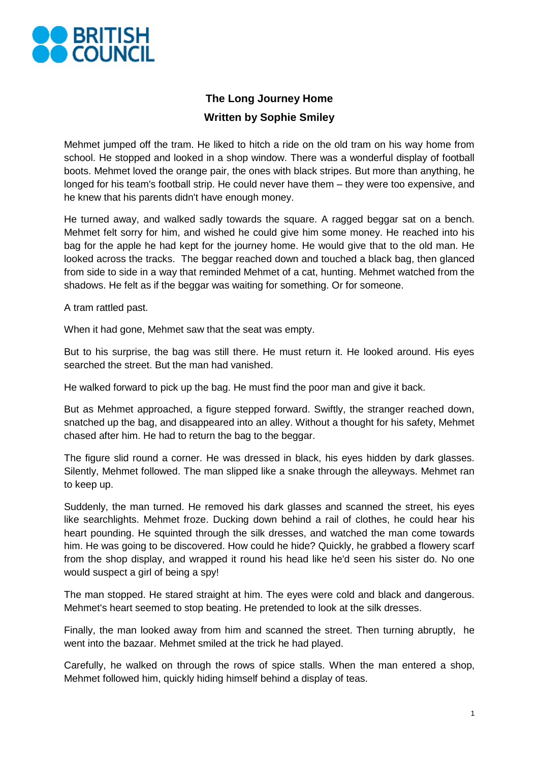# The Long Journey Home

## Written by Sophie Smiley

Mehmet jumped off the tram. He liked to hitch a ride on the old tram on his way home from school. He stopped and looked in a shop window. There was a wonderful display of football boots. Mehmet loved the orange pair, the ones with black stripes. But more than anything, he longed for his team's football strip. He could never have them – they were too expensive, and he knew that his parents didn't have enough money.

He turned away, and walked sadly towards the square. A ragged beggar sat on a bench. Mehmet felt sorry for him, and wished he could give him some money. He reached into his bag for the apple he had kept for the journey home. He would give that to the old man. He looked across the tracks. The beggar reached down and touched a black bag, then glanced from side to side in a way that reminded Mehmet of a cat, hunting. Mehmet watched from the shadows. He felt as if the beggar was waiting for something. Or for someone.

A tram rattled past.

When it had gone, Mehmet saw that the seat was empty.

But to his surprise, the bag was still there. He must return it. He looked around. His eyes searched the street. But the man had vanished.

He walked forward to pick up the bag. He must find the poor man and give it back.

But as Mehmet approached, a figure stepped forward. Swiftly, the stranger reached down, snatched up the bag, and disappeared into an alley. Without a thought for his safety, Mehmet chased after him. He had to return the bag to the beggar.

The figure slid round a corner. He was dressed in black, his eyes hidden by dark glasses. Silently, Mehmet followed. The man slipped like a snake through the alleyways. Mehmet ran to keep up.

Suddenly, the man turned. He removed his dark glasses and scanned the street, his eyes like searchlights. Mehmet froze. Ducking down behind a rail of clothes, he could hear his heart pounding. He squinted through the silk dresses, and watched the man come towards him. He was going to be discovered. How could he hide? Quickly, he grabbed a flowery scarf from the shop display, and wrapped it round his head like he'd seen his sister do. No one would suspect a girl of being a spy!

The man stopped. He stared straight at him. The eyes were cold and black and dangerous. Mehmet's heart seemed to stop beating. He pretended to look at the silk dresses.

Finally, the man looked away from him and scanned the street. Then turning abruptly, he went into the bazaar. Mehmet smiled at the trick he had played.

Carefully, he walked on through the rows of spice stalls. When the man entered a shop, Mehmet followed him, quickly hiding himself behind a display of teas.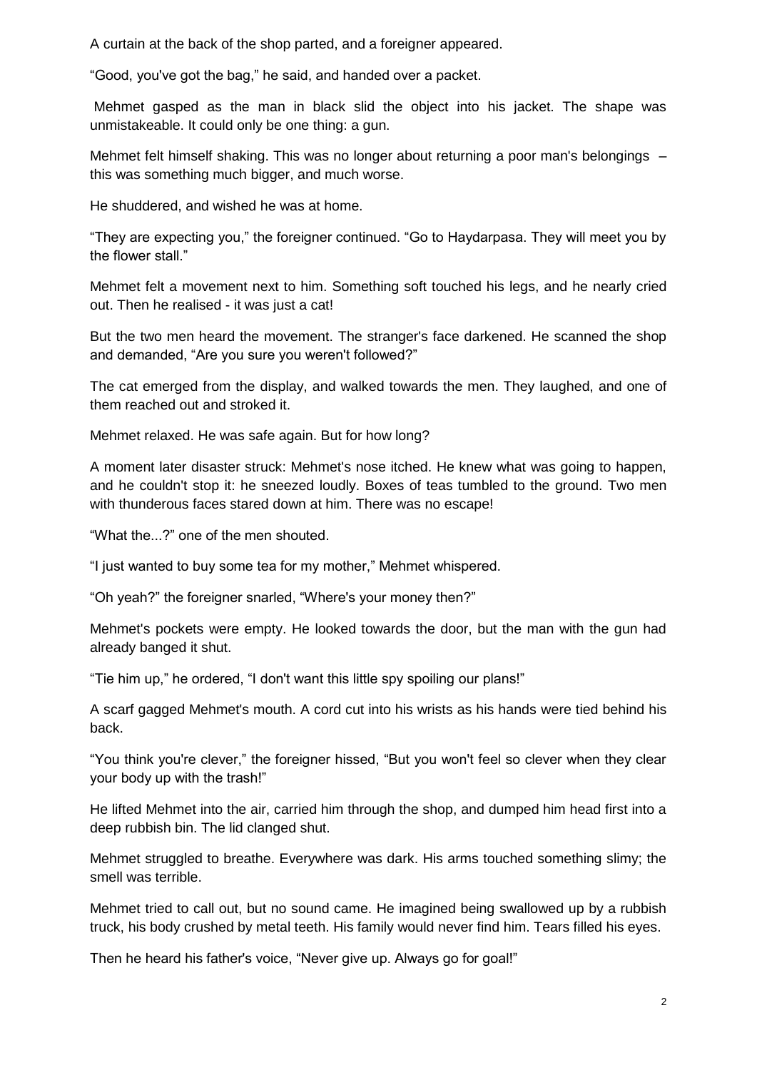A curtain at the back of the shop parted, and a foreigner appeared.

“Good, you've got the bag,” he said, and handed over a packet.

Mehmet gasped as the man in black slid the object into his jacket. The shape was unmistakeable. It could only be one thing: a gun.

Mehmet felt himself shaking. This was no longer about returning a poor man's belongings – this was something much bigger, and much worse.

He shuddered, and wished he was at home.

“They are expecting you,” the foreigner continued. “Go to Haydarpasa. They will meet you by the flower stall.”

Mehmet felt a movement next to him. Something soft touched his legs, and he nearly cried out. Then he realised - it was just a cat!

But the two men heard the movement. The stranger's face darkened. He scanned the shop and demanded, “Are you sure you weren't followed?”

The cat emerged from the display, and walked towards the men. They laughed, and one of them reached out and stroked it.

Mehmet relaxed. He was safe again. But for how long?

A moment later disaster struck: Mehmet's nose itched. He knew what was going to happen, and he couldn't stop it: he sneezed loudly. Boxes of teas tumbled to the ground. Two men with thunderous faces stared down at him. There was no escape!

“What the...?” one of the men shouted.

“I just wanted to buy some tea for my mother,” Mehmet whispered.

“Oh yeah?” the foreigner snarled, “Where's your money then?”

Mehmet's pockets were empty. He looked towards the door, but the man with the gun had already banged it shut.

“Tie him up,” he ordered, “I don't want this little spy spoiling our plans!”

A scarf gagged Mehmet's mouth. A cord cut into his wrists as his hands were tied behind his back.

“You think you're clever,” the foreigner hissed, “But you won't feel so clever when they clear your body up with the trash!”

He lifted Mehmet into the air, carried him through the shop, and dumped him head first into a deep rubbish bin. The lid clanged shut.

Mehmet struggled to breathe. Everywhere was dark. His arms touched something slimy; the smell was terrible.

Mehmet tried to call out, but no sound came. He imagined being swallowed up by a rubbish truck, his body crushed by metal teeth. His family would never find him. Tears filled his eyes.

Then he heard his father's voice, “Never give up. Always go for goal!”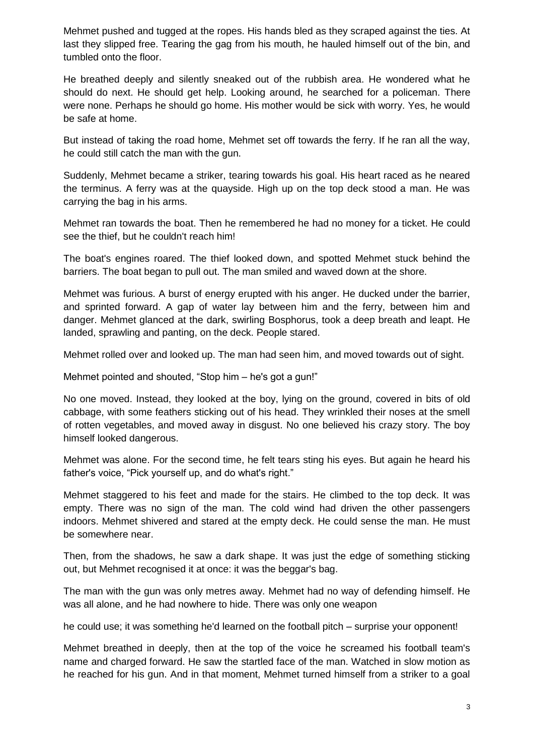Mehmet pushed and tugged at the ropes. His hands bled as they scraped against the ties. At last they slipped free. Tearing the gag from his mouth, he hauled himself out of the bin, and tumbled onto the floor.

He breathed deeply and silently sneaked out of the rubbish area. He wondered what he should do next. He should get help. Looking around, he searched for a policeman. There were none. Perhaps he should go home. His mother would be sick with worry. Yes, he would be safe at home.

But instead of taking the road home, Mehmet set off towards the ferry. If he ran all the way, he could still catch the man with the gun.

Suddenly, Mehmet became a striker, tearing towards his goal. His heart raced as he neared the terminus. A ferry was at the quayside. High up on the top deck stood a man. He was carrying the bag in his arms.

Mehmet ran towards the boat. Then he remembered he had no money for a ticket. He could see the thief, but he couldn't reach him!

The boat's engines roared. The thief looked down, and spotted Mehmet stuck behind the barriers. The boat began to pull out. The man smiled and waved down at the shore.

Mehmet was furious. A burst of energy erupted with his anger. He ducked under the barrier, and sprinted forward. A gap of water lay between him and the ferry, between him and danger. Mehmet glanced at the dark, swirling Bosphorus, took a deep breath and leapt. He landed, sprawling and panting, on the deck. People stared.

Mehmet rolled over and looked up. The man had seen him, and moved towards out of sight.

Mehmet pointed and shouted, "Stop him – he's got a gun!"

No one moved. Instead, they looked at the boy, lying on the ground, covered in bits of old cabbage, with some feathers sticking out of his head. They wrinkled their noses at the smell of rotten vegetables, and moved away in disgust. No one believed his crazy story. The boy himself looked dangerous.

Mehmet was alone. For the second time, he felt tears sting his eyes. But again he heard his father's voice, "Pick yourself up, and do what's right."

Mehmet staggered to his feet and made for the stairs. He climbed to the top deck. It was empty. There was no sign of the man. The cold wind had driven the other passengers indoors. Mehmet shivered and stared at the empty deck. He could sense the man. He must be somewhere near.

Then, from the shadows, he saw a dark shape. It was just the edge of something sticking out, but Mehmet recognised it at once: it was the beggar's bag.

The man with the gun was only metres away. Mehmet had no way of defending himself. He was all alone, and he had nowhere to hide. There was only one weapon he could use; it was something he'd learned on the football pitch – surprise your opponent!

Mehmet breathed in deeply, then at the top of the voice he screamed his football team's name and charged forward. He saw the startled face of the man. Watched in slow motion as he reached for his gun. And in that moment, Mehmet turned himself from a striker to a goal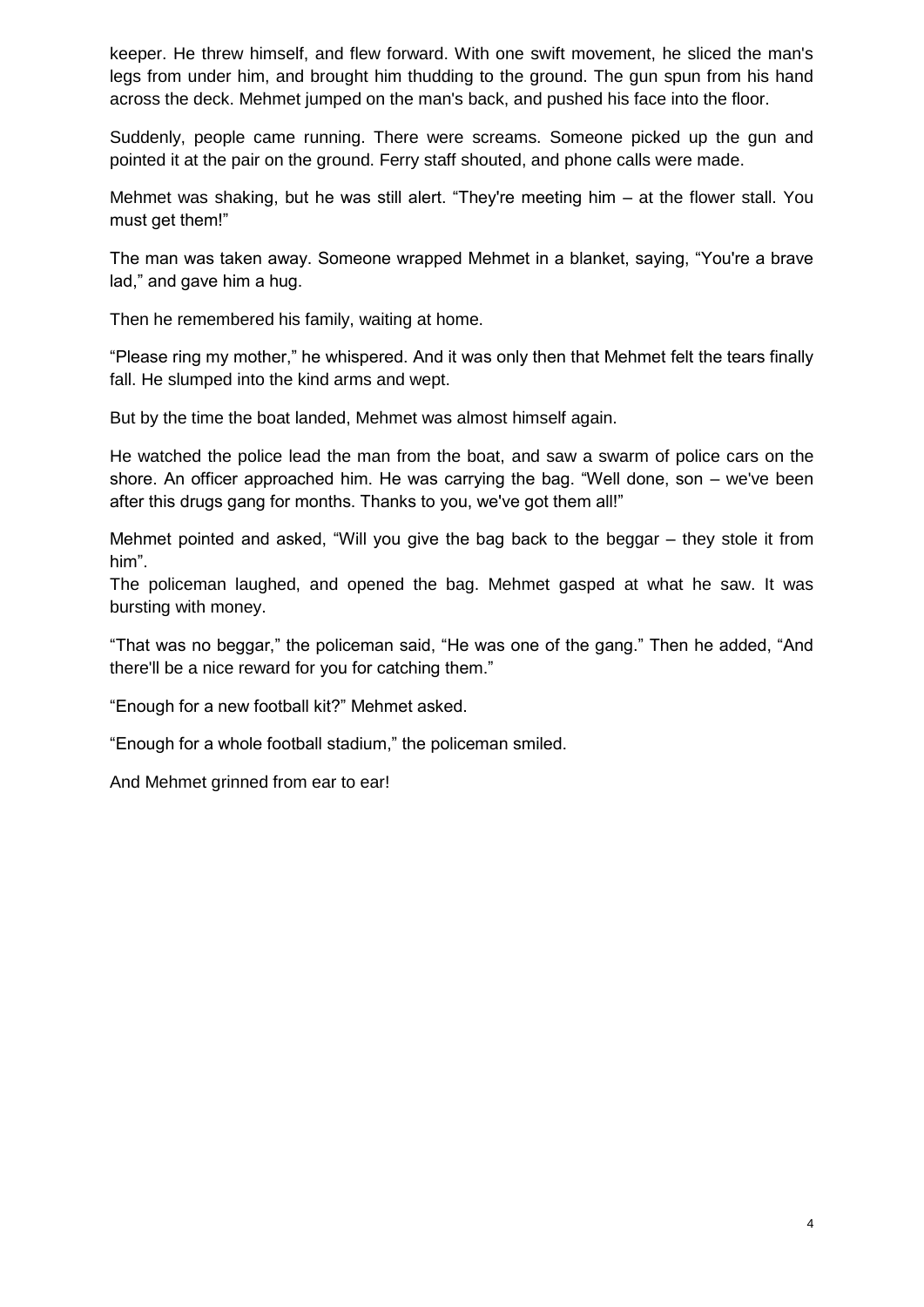keeper. He threw himself, and flew forward. With one swift movement, he sliced the man's legs from under him, and brought him thudding to the ground. The gun spun from his hand across the deck. Mehmet jumped on the man's back, and pushed his face into the floor.

Suddenly, people came running. There were screams. Someone picked up the gun and pointed it at the pair on the ground. Ferry staff shouted, and phone calls were made.

Mehmet was shaking, but he was still alert. "They're meeting him – at the flower stall. You must get them!"

The man was taken away. Someone wrapped Mehmet in a blanket, saying, "You're a brave lad," and gave him a hug.

Then he remembered his family, waiting at home.

"Please ring my mother," he whispered. And it was only then that Mehmet felt the tears finally fall. He slumped into the kind arms and wept.

But by the time the boat landed, Mehmet was almost himself again.

He watched the police lead the man from the boat, and saw a swarm of police cars on the shore. An officer approached him. He was carrying the bag. "Well done, son – we've been after this drugs gang for months. Thanks to you, we've got them all!"

Mehmet pointed and asked, "Will you give the bag back to the beggar – they stole it from him".
The policeman laughed, and opened the bag. Mehmet gasped at what he saw. It was bursting with money.

"That was no beggar," the policeman said, "He was one of the gang." Then he added, "And there'll be a nice reward for you for catching them."

"Enough for a new football kit?" Mehmet asked.

"Enough for a whole football stadium," the policeman smiled.

And Mehmet grinned from ear to ear!